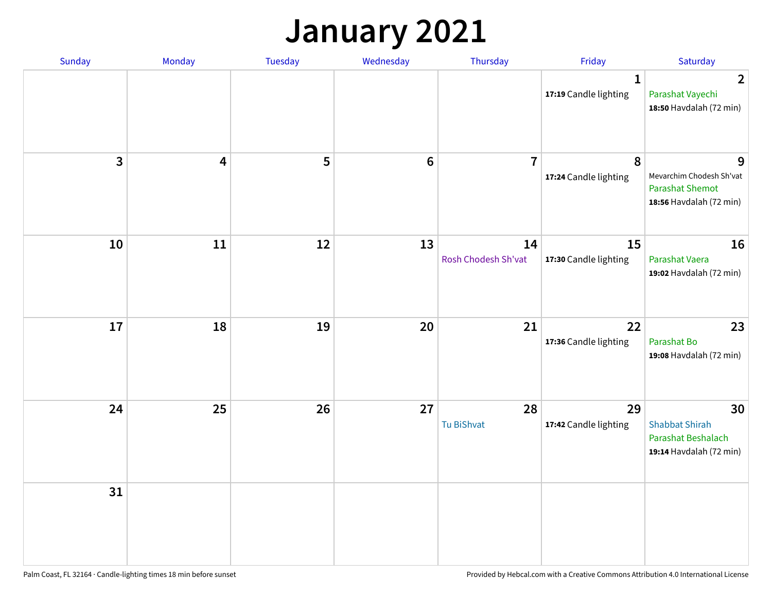# January 2021

| Sunday | Monday | Tuesday | Wednesday | Thursday | Friday | Saturday |
|---|---|---|---|---|---|---|
| | | | | | 1<br>**17:19** Candle lighting | 2<br>Parashat Vayechi<br>**18:50** Havdalah (72 min) |
| 3 | 4 | 5 | 6 | 7 | 8<br>**17:24** Candle lighting | 9<br>Mevarchim Chodesh Sh'vat<br>Parashat Shemot<br>**18:56** Havdalah (72 min) |
| 10 | 11 | 12 | 13 | 14<br>Rosh Chodesh Sh'vat | 15<br>**17:30** Candle lighting | 16<br>Parashat Vaera<br>**19:02** Havdalah (72 min) |
| 17 | 18 | 19 | 20 | 21 | 22<br>**17:36** Candle lighting | 23<br>Parashat Bo<br>**19:08** Havdalah (72 min) |
| 24 | 25 | 26 | 27 | 28<br>Tu BiShvat | 29<br>**17:42** Candle lighting | 30<br>Shabbat Shirah<br>Parashat Beshalach<br>**19:14** Havdalah (72 min) |
| 31 | | | | | | |

Palm Coast, FL 32164 · Candle-lighting times 18 min before sunset

Provided by Hebcal.com with a Creative Commons Attribution 4.0 International License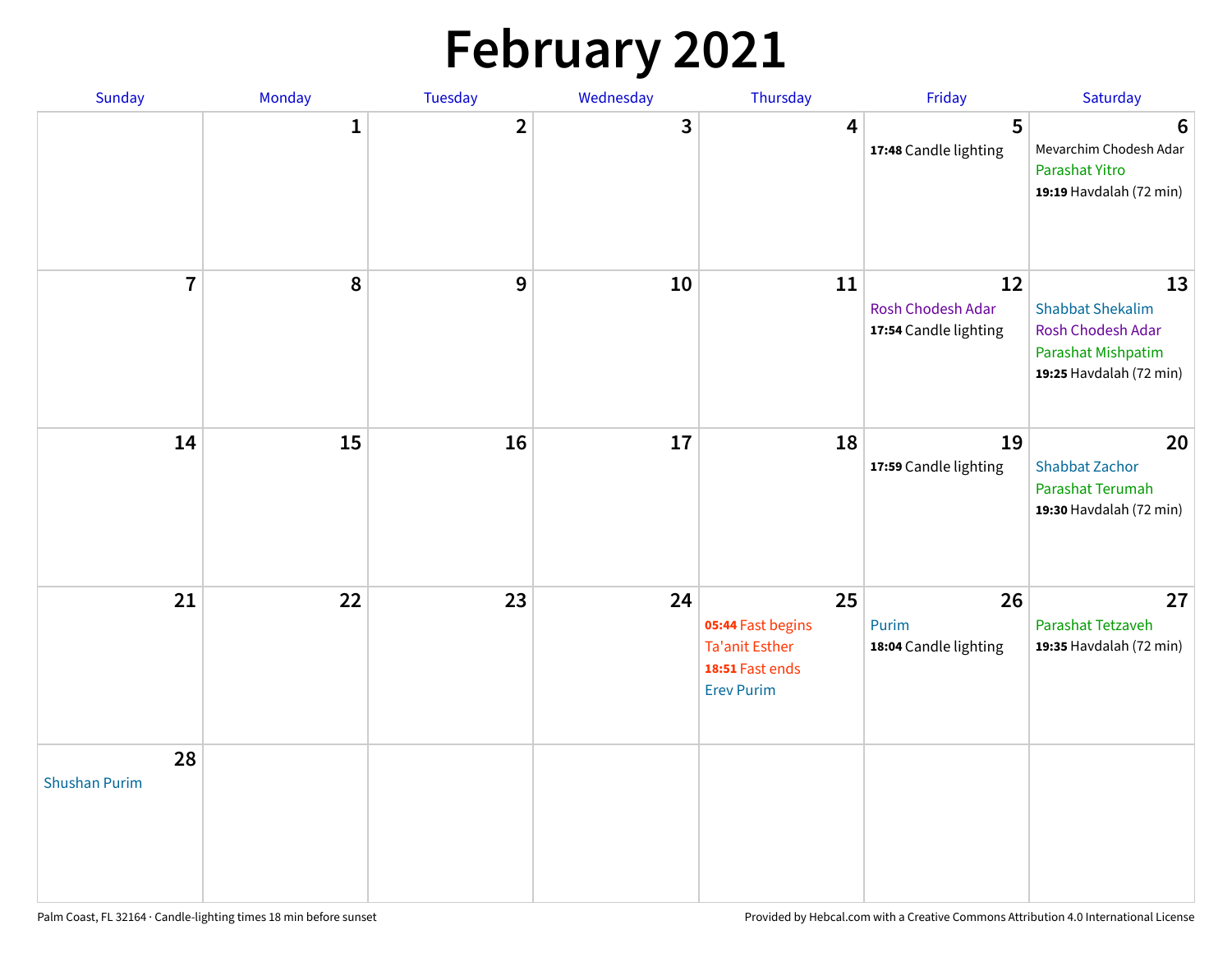# February 2021

| Sunday | Monday | Tuesday | Wednesday | Thursday | Friday | Saturday |
|---|---|---|---|---|---|---|
| | 1 | 2 | 3 | 4 | 5<br>**17:48** Candle lighting | 6<br>Mevarchim Chodesh Adar<br>Parashat Yitro<br>**19:19** Havdalah (72 min) |
| 7 | 8 | 9 | 10 | 11 | 12<br>Rosh Chodesh Adar<br>**17:54** Candle lighting | 13<br>Shabbat Shekalim<br>Rosh Chodesh Adar<br>Parashat Mishpatim<br>**19:25** Havdalah (72 min) |
| 14 | 15 | 16 | 17 | 18 | 19<br>**17:59** Candle lighting | 20<br>Shabbat Zachor<br>Parashat Terumah<br>**19:30** Havdalah (72 min) |
| 21 | 22 | 23 | 24 | 25<br>**05:44** Fast begins<br>Ta'anit Esther<br>**18:51** Fast ends<br>Erev Purim | 26<br>Purim<br>**18:04** Candle lighting | 27<br>Parashat Tetzaveh<br>**19:35** Havdalah (72 min) |
| 28<br>Shushan Purim | | | | | | |

Palm Coast, FL 32164 · Candle-lighting times 18 min before sunset

Provided by Hebcal.com with a Creative Commons Attribution 4.0 International License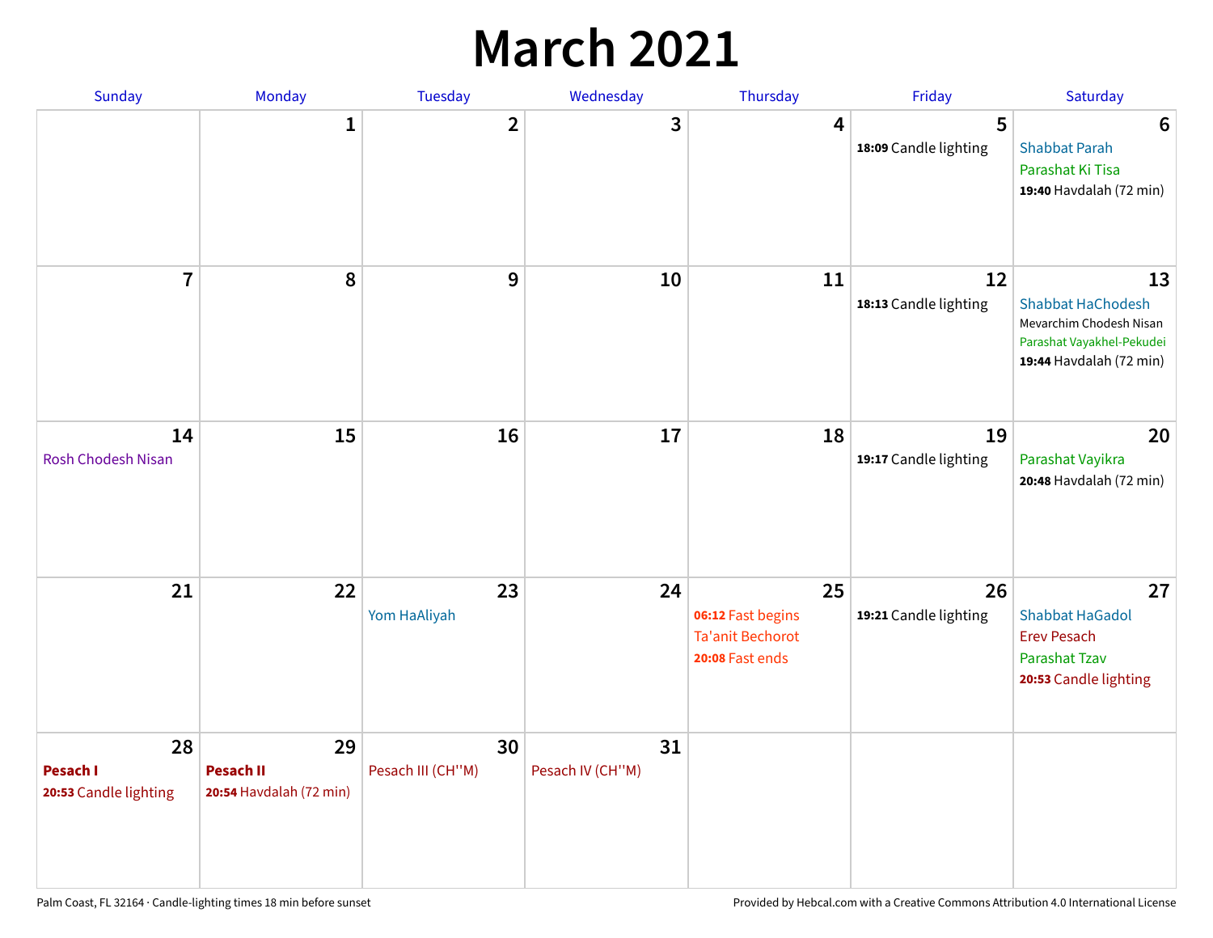# March 2021

| Sunday | Monday | Tuesday | Wednesday | Thursday | Friday | Saturday |
|---|---|---|---|---|---|---|
| | 1 | 2 | 3 | 4 | 5<br>**18:09** Candle lighting | 6<br>Shabbat Parah<br>Parashat Ki Tisa<br>**19:40** Havdalah (72 min) |
| 7 | 8 | 9 | 10 | 11 | 12<br>**18:13** Candle lighting | 13<br>Shabbat HaChodesh<br>Mevarchim Chodesh Nisan<br>Parashat Vayakhel-Pekudei<br>**19:44** Havdalah (72 min) |
| 14<br>Rosh Chodesh Nisan | 15 | 16 | 17 | 18 | 19<br>**19:17** Candle lighting | 20<br>Parashat Vayikra<br>**20:48** Havdalah (72 min) |
| 21 | 22 | 23<br>Yom HaAliyah | 24 | 25<br>**06:12** Fast begins<br>Ta'anit Bechorot<br>**20:08** Fast ends | 26<br>**19:21** Candle lighting | 27<br>Shabbat HaGadol<br>Erev Pesach<br>Parashat Tzav<br>**20:53** Candle lighting |
| 28<br>**Pesach I**<br>**20:53** Candle lighting | 29<br>**Pesach II**<br>**20:54** Havdalah (72 min) | 30<br>Pesach III (CH''M) | 31<br>Pesach IV (CH''M) | | | |

Palm Coast, FL 32164 · Candle-lighting times 18 min before sunset

Provided by Hebcal.com with a Creative Commons Attribution 4.0 International License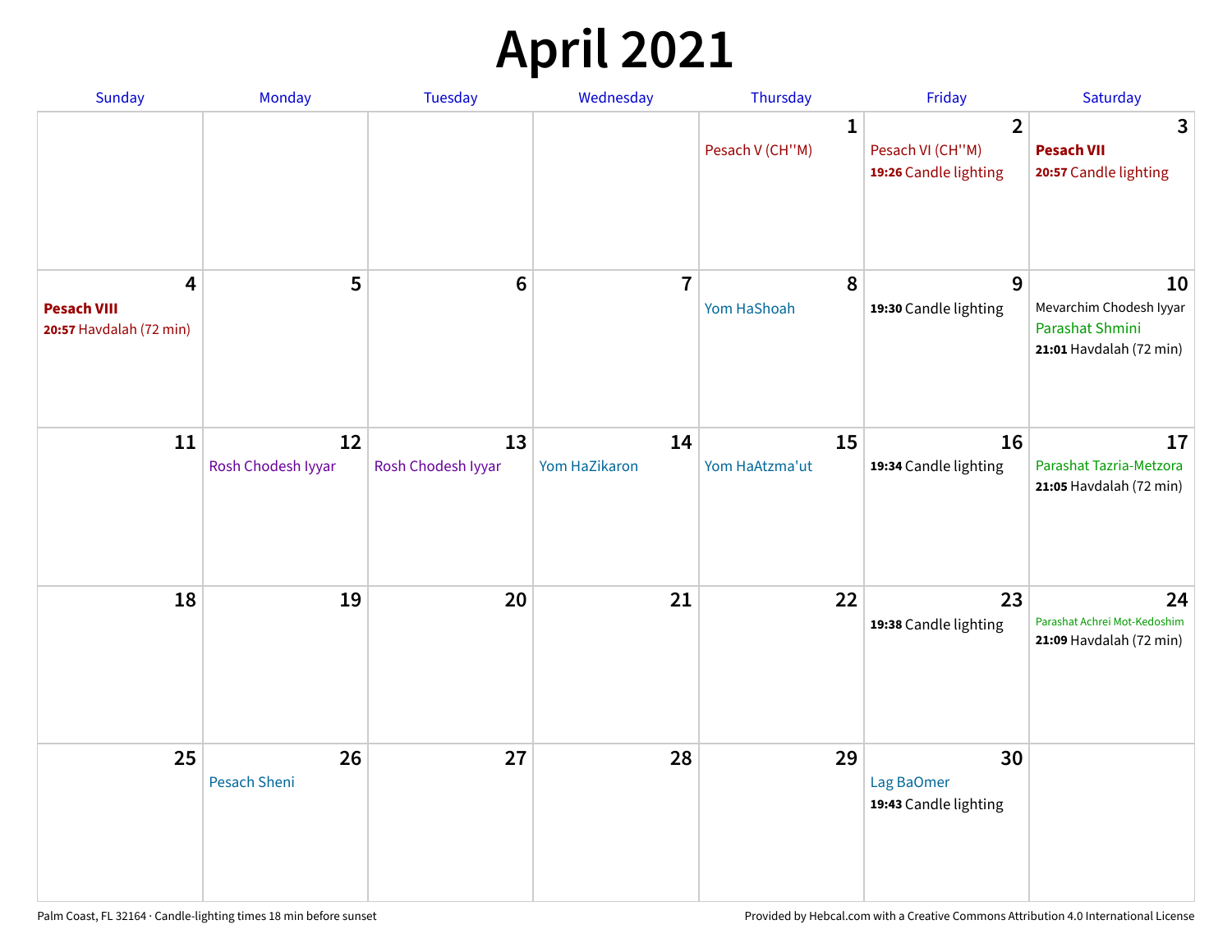# April 2021

| Sunday | Monday | Tuesday | Wednesday | Thursday | Friday | Saturday |
| --- | --- | --- | --- | --- | --- | --- |
| | | | | 1<br>Pesach V (CH''M) | 2<br>Pesach VI (CH''M)<br>**19:26** Candle lighting | 3<br>**Pesach VII**<br>**20:57** Candle lighting |
| 4<br>**Pesach VIII**<br>**20:57** Havdalah (72 min) | 5 | 6 | 7 | 8<br>Yom HaShoah | 9<br>**19:30** Candle lighting | 10<br>Mevarchim Chodesh Iyyar<br>Parashat Shmini<br>**21:01** Havdalah (72 min) |
| 11 | 12<br>Rosh Chodesh Iyyar | 13<br>Rosh Chodesh Iyyar | 14<br>Yom HaZikaron | 15<br>Yom HaAtzma'ut | 16<br>**19:34** Candle lighting | 17<br>Parashat Tazria-Metzora<br>**21:05** Havdalah (72 min) |
| 18 | 19 | 20 | 21 | 22 | 23<br>**19:38** Candle lighting | 24<br>Parashat Achrei Mot-Kedoshim<br>**21:09** Havdalah (72 min) |
| 25 | 26<br>Pesach Sheni | 27 | 28 | 29 | 30<br>Lag BaOmer<br>**19:43** Candle lighting | |

Palm Coast, FL 32164 · Candle-lighting times 18 min before sunset

Provided by Hebcal.com with a Creative Commons Attribution 4.0 International License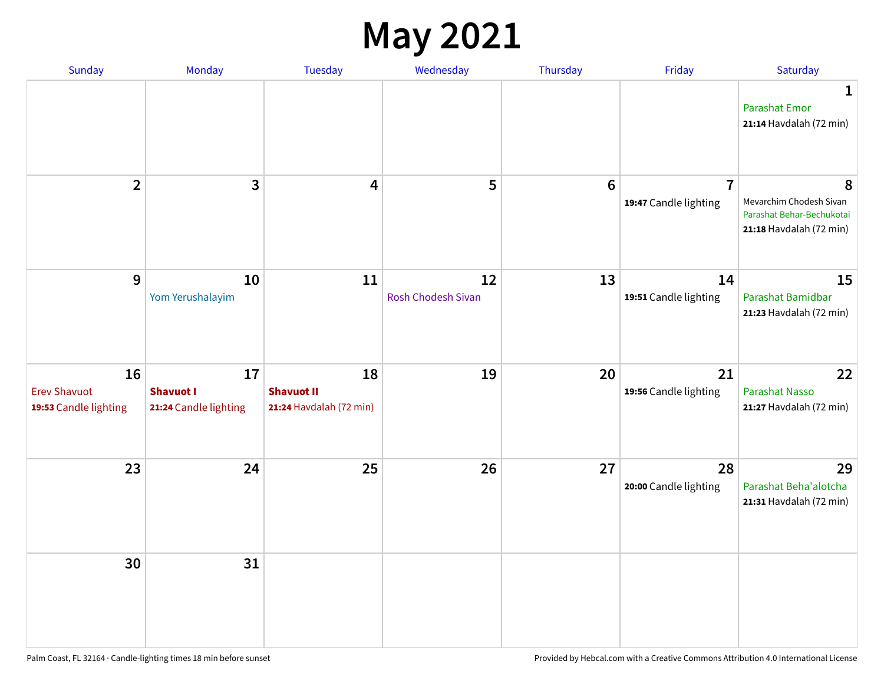# May 2021

| Sunday | Monday | Tuesday | Wednesday | Thursday | Friday | Saturday |
|---|---|---|---|---|---|---|
| | | | | | | **1**<br>Parashat Emor<br>**21:14** Havdalah (72 min) |
| **2** | **3** | **4** | **5** | **6** | **7**<br>**19:47** Candle lighting | **8**<br>Mevarchim Chodesh Sivan<br>Parashat Behar-Bechukotai<br>**21:18** Havdalah (72 min) |
| **9** | **10**<br>Yom Yerushalayim | **11** | **12**<br>Rosh Chodesh Sivan | **13** | **14**<br>**19:51** Candle lighting | **15**<br>Parashat Bamidbar<br>**21:23** Havdalah (72 min) |
| **16**<br>Erev Shavuot<br>**19:53** Candle lighting | **17**<br>**Shavuot I**<br>**21:24** Candle lighting | **18**<br>**Shavuot II**<br>**21:24** Havdalah (72 min) | **19** | **20** | **21**<br>**19:56** Candle lighting | **22**<br>Parashat Nasso<br>**21:27** Havdalah (72 min) |
| **23** | **24** | **25** | **26** | **27** | **28**<br>**20:00** Candle lighting | **29**<br>Parashat Beha'alotcha<br>**21:31** Havdalah (72 min) |
| **30** | **31** | | | | | |

Palm Coast, FL 32164 · Candle-lighting times 18 min before sunset

Provided by Hebcal.com with a Creative Commons Attribution 4.0 International License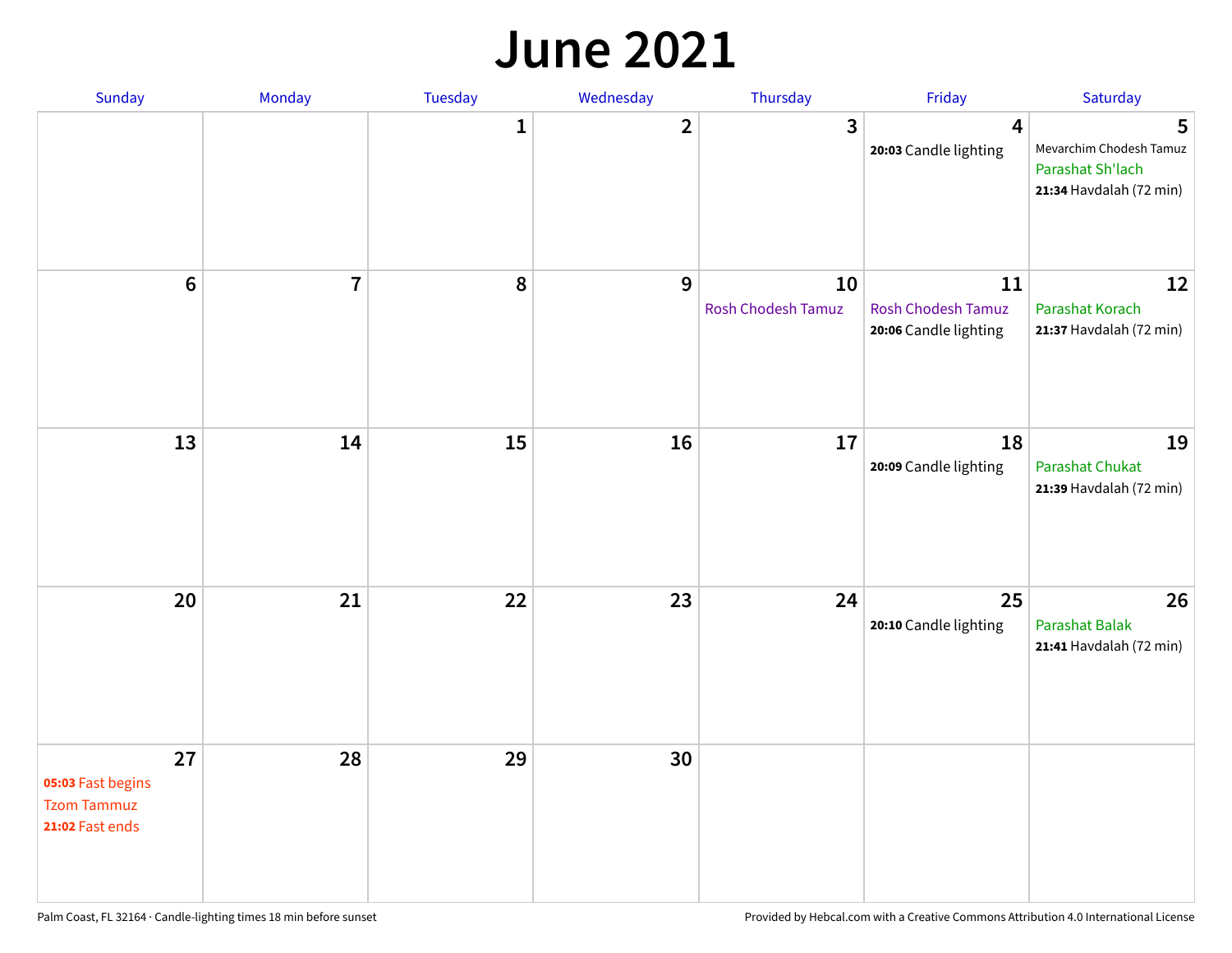# June 2021

| Sunday | Monday | Tuesday | Wednesday | Thursday | Friday | Saturday |
|---|---|---|---|---|---|---|
| | | 1 | 2 | 3 | 4<br>**20:03** Candle lighting | 5<br>Mevarchim Chodesh Tamuz<br>Parashat Sh'lach<br>**21:34** Havdalah (72 min) |
| 6 | 7 | 8 | 9 | 10<br>Rosh Chodesh Tamuz | 11<br>Rosh Chodesh Tamuz<br>**20:06** Candle lighting | 12<br>Parashat Korach<br>**21:37** Havdalah (72 min) |
| 13 | 14 | 15 | 16 | 17 | 18<br>**20:09** Candle lighting | 19<br>Parashat Chukat<br>**21:39** Havdalah (72 min) |
| 20 | 21 | 22 | 23 | 24 | 25<br>**20:10** Candle lighting | 26<br>Parashat Balak<br>**21:41** Havdalah (72 min) |
| 27<br>**05:03** Fast begins<br>Tzom Tammuz<br>**21:02** Fast ends | 28 | 29 | 30 | | | |

Palm Coast, FL 32164 · Candle-lighting times 18 min before sunset

Provided by Hebcal.com with a Creative Commons Attribution 4.0 International License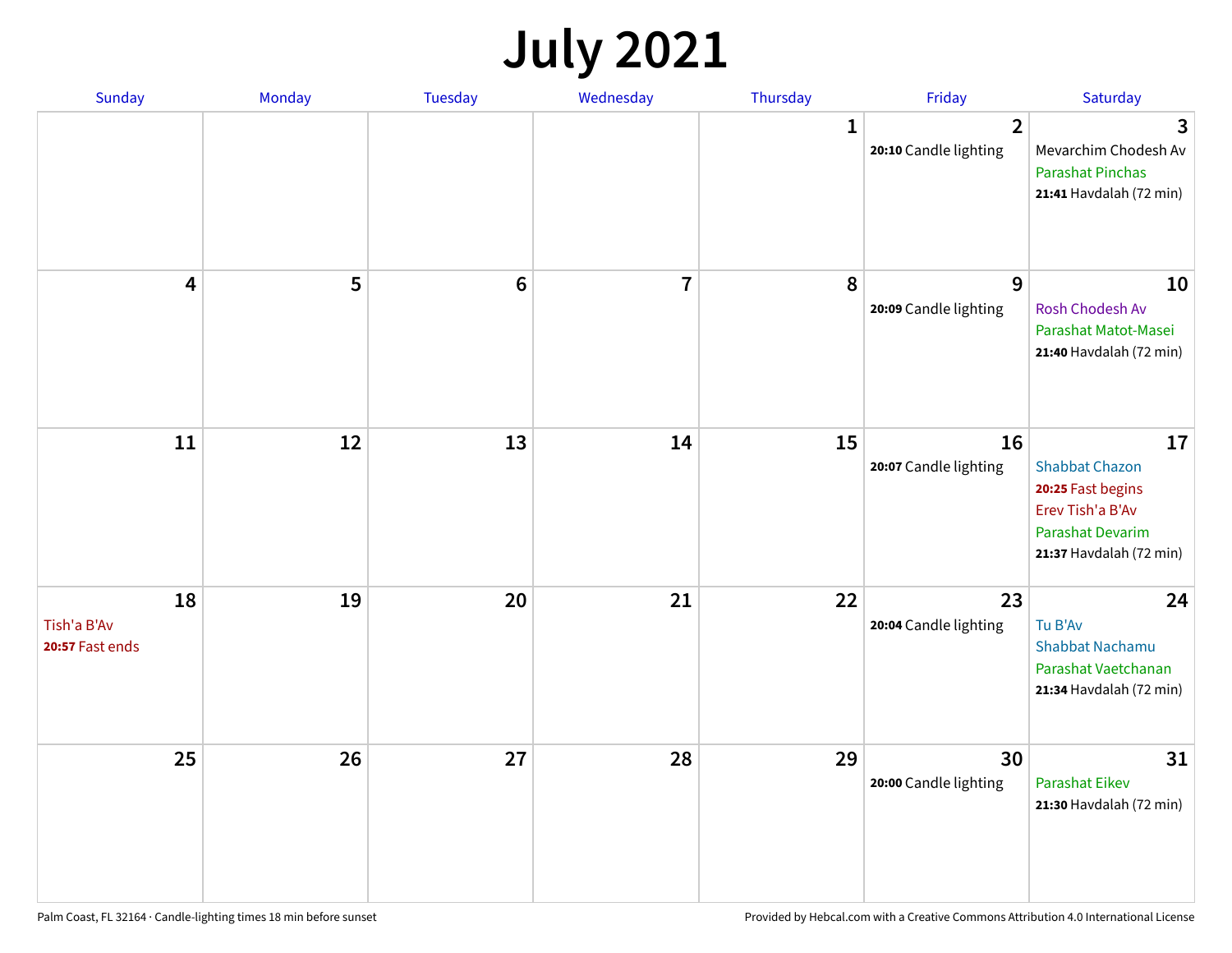# July 2021

| Sunday | Monday | Tuesday | Wednesday | Thursday | Friday | Saturday |
|---|---|---|---|---|---|---|
| | | | | 1 | 2<br>**20:10** Candle lighting | 3<br>Mevarchim Chodesh Av<br>Parashat Pinchas<br>**21:41** Havdalah (72 min) |
| 4 | 5 | 6 | 7 | 8 | 9<br>**20:09** Candle lighting | 10<br>Rosh Chodesh Av<br>Parashat Matot-Masei<br>**21:40** Havdalah (72 min) |
| 11 | 12 | 13 | 14 | 15 | 16<br>**20:07** Candle lighting | 17<br>Shabbat Chazon<br>**20:25** Fast begins<br>Erev Tish'a B'Av<br>Parashat Devarim<br>**21:37** Havdalah (72 min) |
| 18<br>Tish'a B'Av<br>**20:57** Fast ends | 19 | 20 | 21 | 22 | 23<br>**20:04** Candle lighting | 24<br>Tu B'Av<br>Shabbat Nachamu<br>Parashat Vaetchanan<br>**21:34** Havdalah (72 min) |
| 25 | 26 | 27 | 28 | 29 | 30<br>**20:00** Candle lighting | 31<br>Parashat Eikev<br>**21:30** Havdalah (72 min) |

Palm Coast, FL 32164 · Candle-lighting times 18 min before sunset

Provided by Hebcal.com with a Creative Commons Attribution 4.0 International License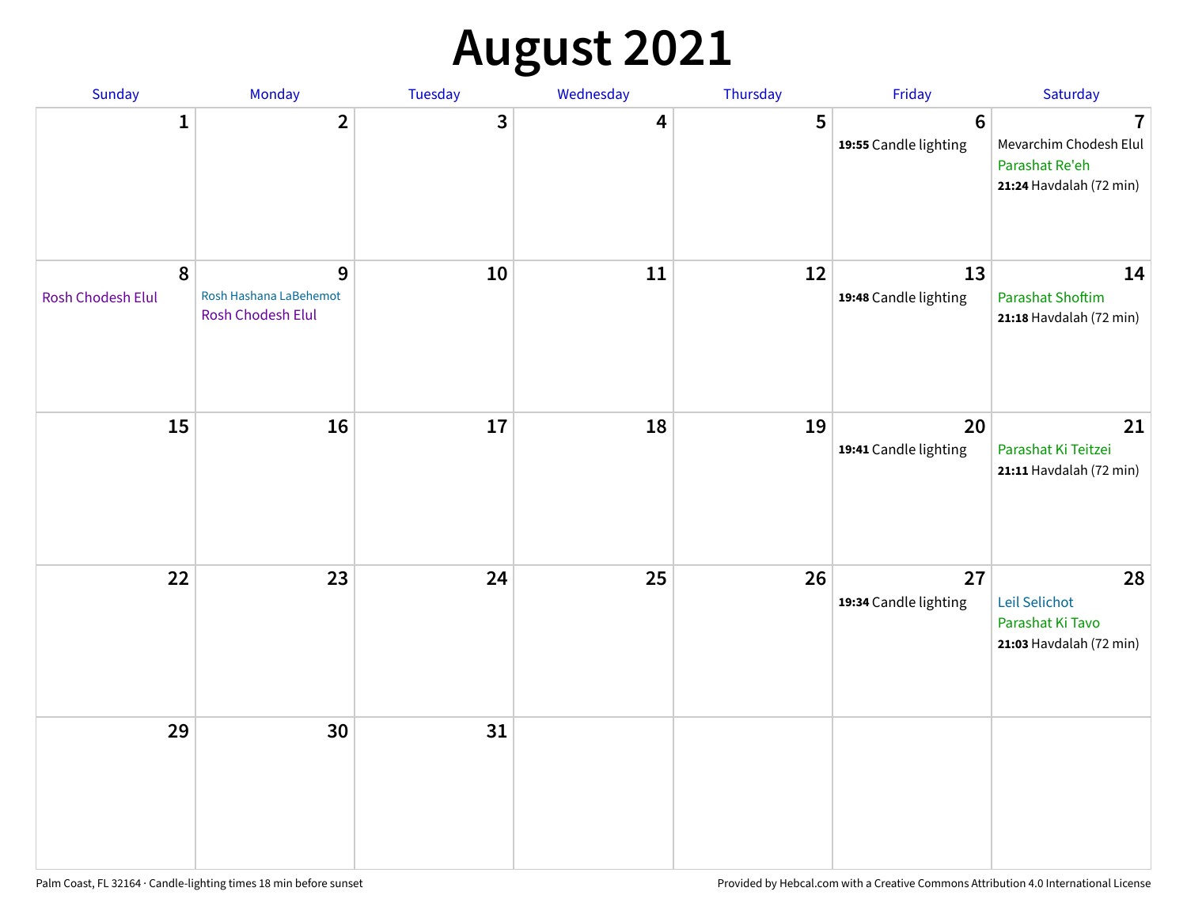# August 2021

| Sunday | Monday | Tuesday | Wednesday | Thursday | Friday | Saturday |
|---|---|---|---|---|---|---|
| 1 | 2 | 3 | 4 | 5 | 6<br>**19:55** Candle lighting | 7<br>Mevarchim Chodesh Elul<br>Parashat Re'eh<br>**21:24** Havdalah (72 min) |
| 8<br>Rosh Chodesh Elul | 9<br>Rosh Hashana LaBehemot<br>Rosh Chodesh Elul | 10 | 11 | 12 | 13<br>**19:48** Candle lighting | 14<br>Parashat Shoftim<br>**21:18** Havdalah (72 min) |
| 15 | 16 | 17 | 18 | 19 | 20<br>**19:41** Candle lighting | 21<br>Parashat Ki Teitzei<br>**21:11** Havdalah (72 min) |
| 22 | 23 | 24 | 25 | 26 | 27<br>**19:34** Candle lighting | 28<br>Leil Selichot<br>Parashat Ki Tavo<br>**21:03** Havdalah (72 min) |
| 29 | 30 | 31 | | | | |

Palm Coast, FL 32164 · Candle-lighting times 18 min before sunset

Provided by Hebcal.com with a Creative Commons Attribution 4.0 International License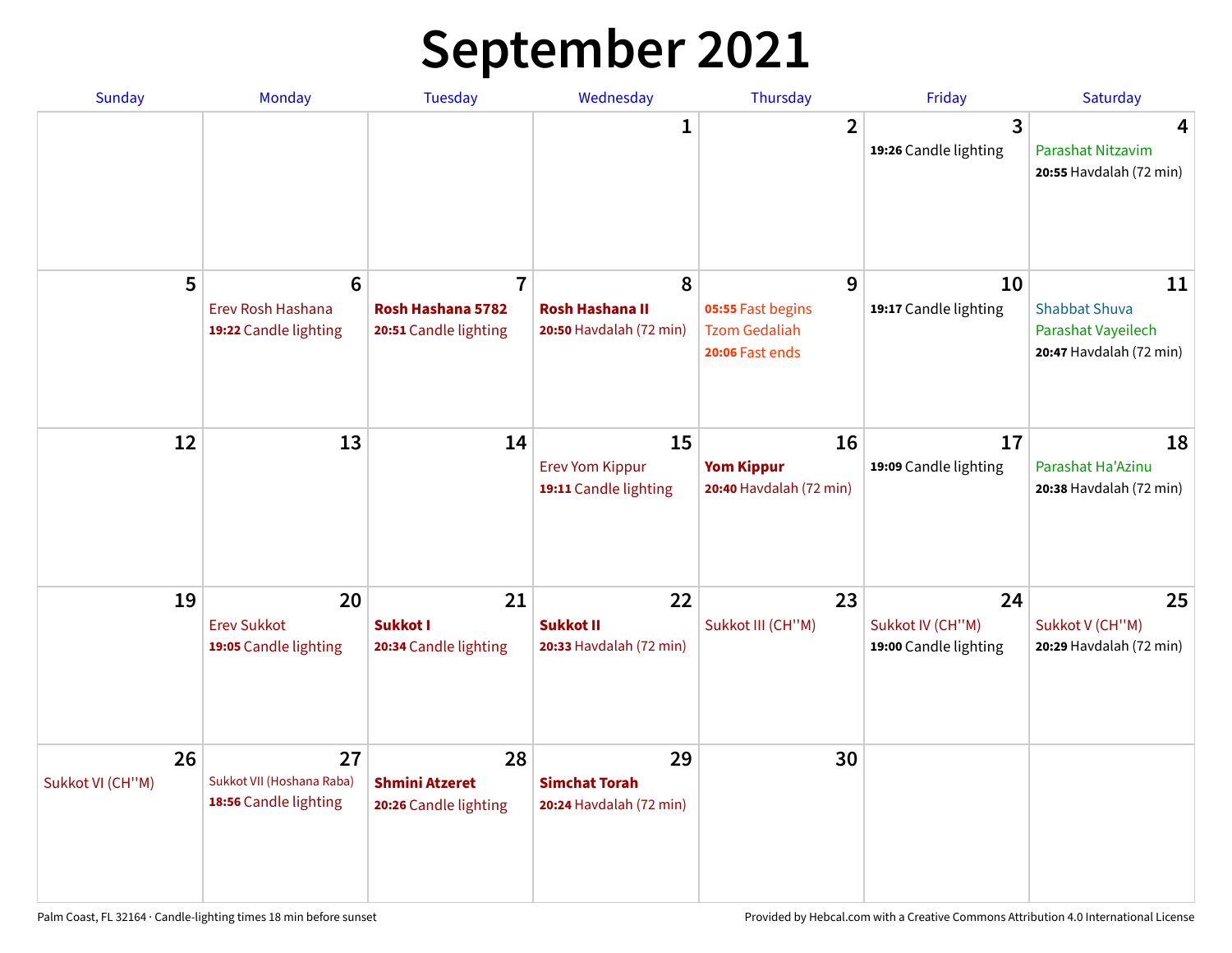# September 2021

| Sunday | Monday | Tuesday | Wednesday | Thursday | Friday | Saturday |
|---|---|---|---|---|---|---|
| | | | 1 | 2 | 3<br>**19:26** Candle lighting | 4<br>Parashat Nitzavim<br>**20:55** Havdalah (72 min) |
| 5 | 6<br>Erev Rosh Hashana<br>**19:22** Candle lighting | 7<br>**Rosh Hashana 5782**<br>**20:51** Candle lighting | 8<br>**Rosh Hashana II**<br>**20:50** Havdalah (72 min) | 9<br>**05:55** Fast begins<br>Tzom Gedaliah<br>**20:06** Fast ends | 10<br>**19:17** Candle lighting | 11<br>Shabbat Shuva<br>Parashat Vayeilech<br>**20:47** Havdalah (72 min) |
| 12 | 13 | 14 | 15<br>Erev Yom Kippur<br>**19:11** Candle lighting | 16<br>**Yom Kippur**<br>**20:40** Havdalah (72 min) | 17<br>**19:09** Candle lighting | 18<br>Parashat Ha'Azinu<br>**20:38** Havdalah (72 min) |
| 19 | 20<br>Erev Sukkot<br>**19:05** Candle lighting | 21<br>**Sukkot I**<br>**20:34** Candle lighting | 22<br>**Sukkot II**<br>**20:33** Havdalah (72 min) | 23<br>Sukkot III (CH''M) | 24<br>Sukkot IV (CH''M)<br>**19:00** Candle lighting | 25<br>Sukkot V (CH''M)<br>**20:29** Havdalah (72 min) |
| 26<br>Sukkot VI (CH''M) | 27<br>Sukkot VII (Hoshana Raba)<br>**18:56** Candle lighting | 28<br>**Shmini Atzeret**<br>**20:26** Candle lighting | 29<br>**Simchat Torah**<br>**20:24** Havdalah (72 min) | 30 | | |

Palm Coast, FL 32164 · Candle-lighting times 18 min before sunset

Provided by Hebcal.com with a Creative Commons Attribution 4.0 International License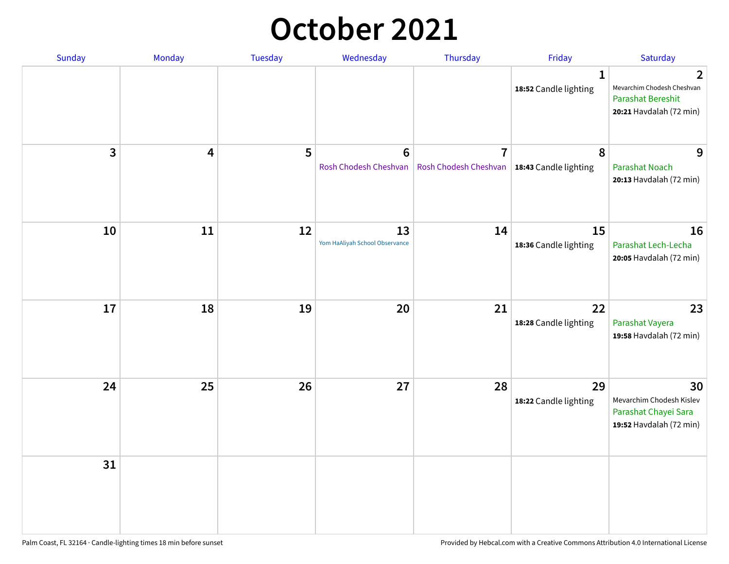# October 2021

| Sunday | Monday | Tuesday | Wednesday | Thursday | Friday | Saturday |
|---|---|---|---|---|---|---|
| | | | | | 1<br>**18:52** Candle lighting | 2<br>Mevarchim Chodesh Cheshvan<br>Parashat Bereshit<br>**20:21** Havdalah (72 min) |
| 3 | 4 | 5 | 6<br>Rosh Chodesh Cheshvan | 7<br>Rosh Chodesh Cheshvan | 8<br>**18:43** Candle lighting | 9<br>Parashat Noach<br>**20:13** Havdalah (72 min) |
| 10 | 11 | 12 | 13<br>Yom HaAliyah School Observance | 14 | 15<br>**18:36** Candle lighting | 16<br>Parashat Lech-Lecha<br>**20:05** Havdalah (72 min) |
| 17 | 18 | 19 | 20 | 21 | 22<br>**18:28** Candle lighting | 23<br>Parashat Vayera<br>**19:58** Havdalah (72 min) |
| 24 | 25 | 26 | 27 | 28 | 29<br>**18:22** Candle lighting | 30<br>Mevarchim Chodesh Kislev<br>Parashat Chayei Sara<br>**19:52** Havdalah (72 min) |
| 31 | | | | | | |

Palm Coast, FL 32164 · Candle-lighting times 18 min before sunset

Provided by Hebcal.com with a Creative Commons Attribution 4.0 International License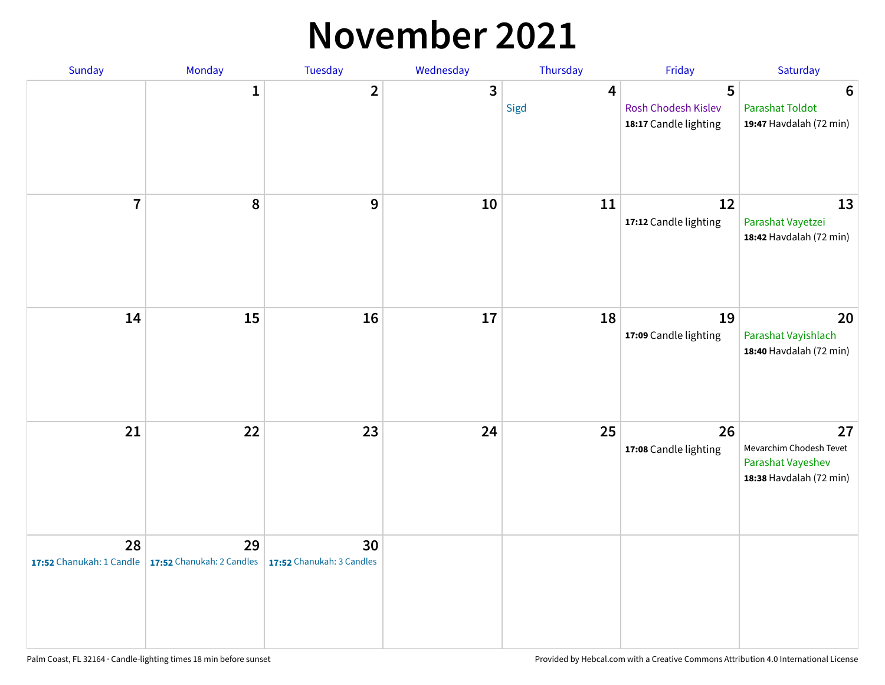# November 2021

| Sunday | Monday | Tuesday | Wednesday | Thursday | Friday | Saturday |
|---|---|---|---|---|---|---|
| | 1 | 2 | 3 | 4<br>Sigd | 5<br>Rosh Chodesh Kislev<br>**18:17** Candle lighting | 6<br>Parashat Toldot<br>**19:47** Havdalah (72 min) |
| 7 | 8 | 9 | 10 | 11 | 12<br>**17:12** Candle lighting | 13<br>Parashat Vayetzei<br>**18:42** Havdalah (72 min) |
| 14 | 15 | 16 | 17 | 18 | 19<br>**17:09** Candle lighting | 20<br>Parashat Vayishlach<br>**18:40** Havdalah (72 min) |
| 21 | 22 | 23 | 24 | 25 | 26<br>**17:08** Candle lighting | 27<br>Mevarchim Chodesh Tevet<br>Parashat Vayeshev<br>**18:38** Havdalah (72 min) |
| 28<br>**17:52** Chanukah: 1 Candle | 29<br>**17:52** Chanukah: 2 Candles | 30<br>**17:52** Chanukah: 3 Candles | | | | |

Palm Coast, FL 32164 · Candle-lighting times 18 min before sunset

Provided by Hebcal.com with a Creative Commons Attribution 4.0 International License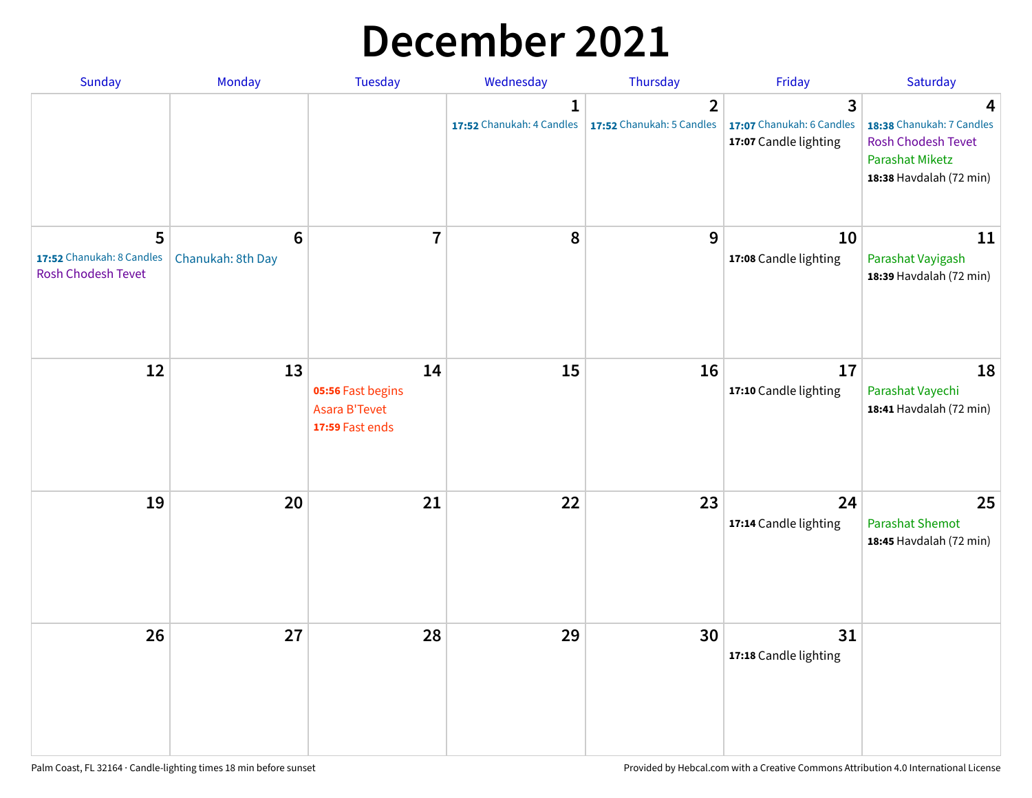# December 2021

| Sunday | Monday | Tuesday | Wednesday | Thursday | Friday | Saturday |
|---|---|---|---|---|---|---|
| | | | **1** 17:52 Chanukah: 4 Candles | **2** 17:52 Chanukah: 5 Candles | **3** 17:07 Chanukah: 6 Candles<br>17:07 Candle lighting | **4** 18:38 Chanukah: 7 Candles<br>Rosh Chodesh Tevet<br>Parashat Miketz<br>18:38 Havdalah (72 min) |
| **5** 17:52 Chanukah: 8 Candles<br>Rosh Chodesh Tevet | **6** Chanukah: 8th Day | **7** | **8** | **9** | **10** 17:08 Candle lighting | **11** Parashat Vayigash<br>18:39 Havdalah (72 min) |
| **12** | **13** | **14** 05:56 Fast begins<br>Asara B'Tevet<br>17:59 Fast ends | **15** | **16** | **17** 17:10 Candle lighting | **18** Parashat Vayechi<br>18:41 Havdalah (72 min) |
| **19** | **20** | **21** | **22** | **23** | **24** 17:14 Candle lighting | **25** Parashat Shemot<br>18:45 Havdalah (72 min) |
| **26** | **27** | **28** | **29** | **30** | **31** 17:18 Candle lighting | |

Palm Coast, FL 32164 · Candle-lighting times 18 min before sunset

Provided by Hebcal.com with a Creative Commons Attribution 4.0 International License